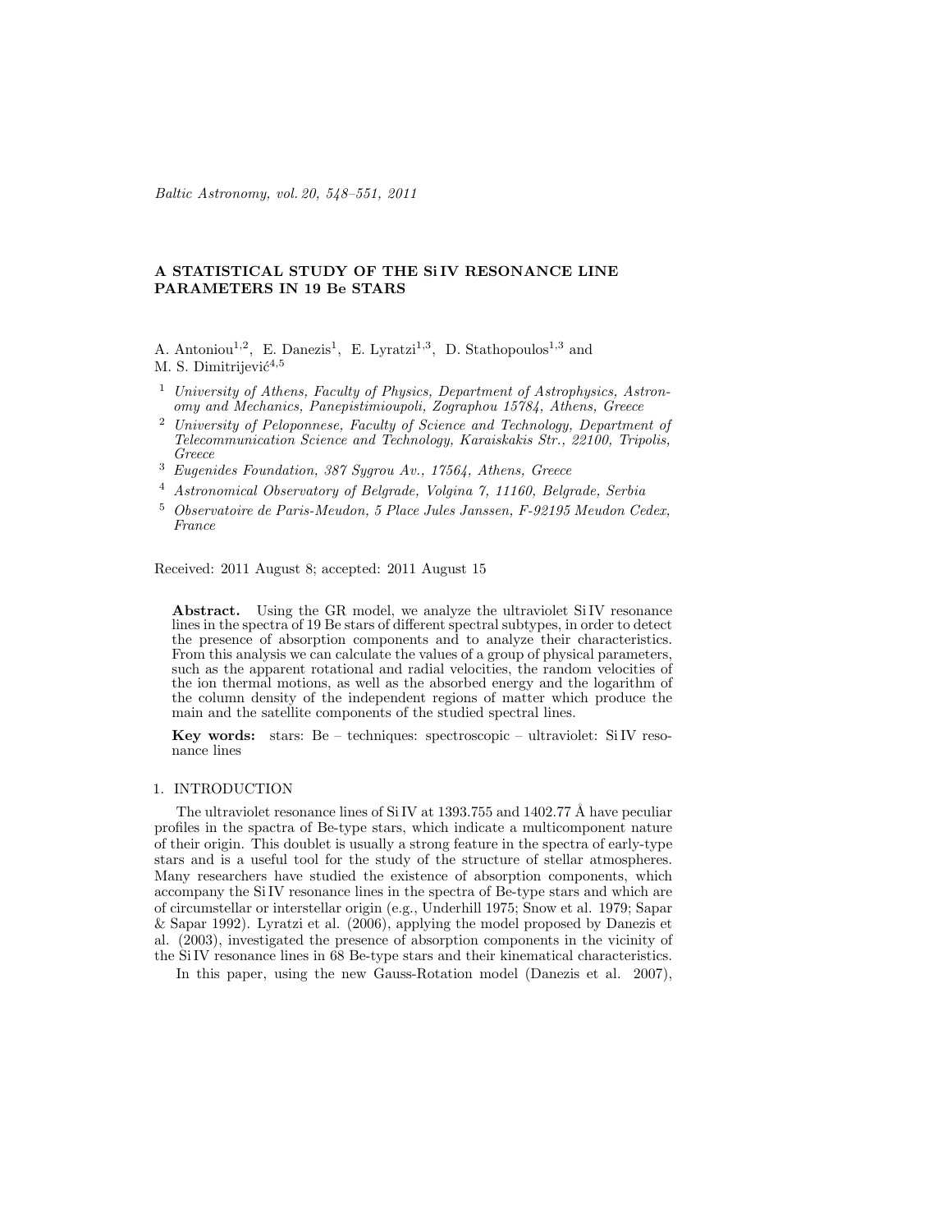# A STATISTICAL STUDY OF THE Si IV RESONANCE LINE PARAMETERS IN 19 Be STARS

A. Antoniou[1,2], E. Danezis[1], E. Lyratzi[1,3], D. Stathopoulos[1,3] and M. S. Dimitrijević[4,5]

[1] *University of Athens, Faculty of Physics, Department of Astrophysics, Astronomy and Mechanics, Panepistimioupoli, Zographou 15784, Athens, Greece*

[2] *University of Peloponnese, Faculty of Science and Technology, Department of Telecommunication Science and Technology, Karaiskakis Str., 22100, Tripolis, Greece*

[3] *Eugenides Foundation, 387 Sygrou Av., 17564, Athens, Greece*

[4] *Astronomical Observatory of Belgrade, Volgina 7, 11160, Belgrade, Serbia*

[5] *Observatoire de Paris-Meudon, 5 Place Jules Janssen, F-92195 Meudon Cedex, France*

Received: 2011 August 8; accepted: 2011 August 15

**Abstract.** Using the GR model, we analyze the ultraviolet Si IV resonance lines in the spectra of 19 Be stars of different spectral subtypes, in order to detect the presence of absorption components and to analyze their characteristics. From this analysis we can calculate the values of a group of physical parameters, such as the apparent rotational and radial velocities, the random velocities of the ion thermal motions, as well as the absorbed energy and the logarithm of the column density of the independent regions of matter which produce the main and the satellite components of the studied spectral lines.

**Key words:** stars: Be – techniques: spectroscopic – ultraviolet: Si IV resonance lines

## 1. INTRODUCTION

The ultraviolet resonance lines of Si IV at 1393.755 and 1402.77 Å have peculiar profiles in the spactra of Be-type stars, which indicate a multicomponent nature of their origin. This doublet is usually a strong feature in the spectra of early-type stars and is a useful tool for the study of the structure of stellar atmospheres. Many researchers have studied the existence of absorption components, which accompany the Si IV resonance lines in the spectra of Be-type stars and which are of circumstellar or interstellar origin (e.g., Underhill 1975; Snow et al. 1979; Sapar & Sapar 1992). Lyratzi et al. (2006), applying the model proposed by Danezis et al. (2003), investigated the presence of absorption components in the vicinity of the Si IV resonance lines in 68 Be-type stars and their kinematical characteristics.

In this paper, using the new Gauss-Rotation model (Danezis et al. 2007),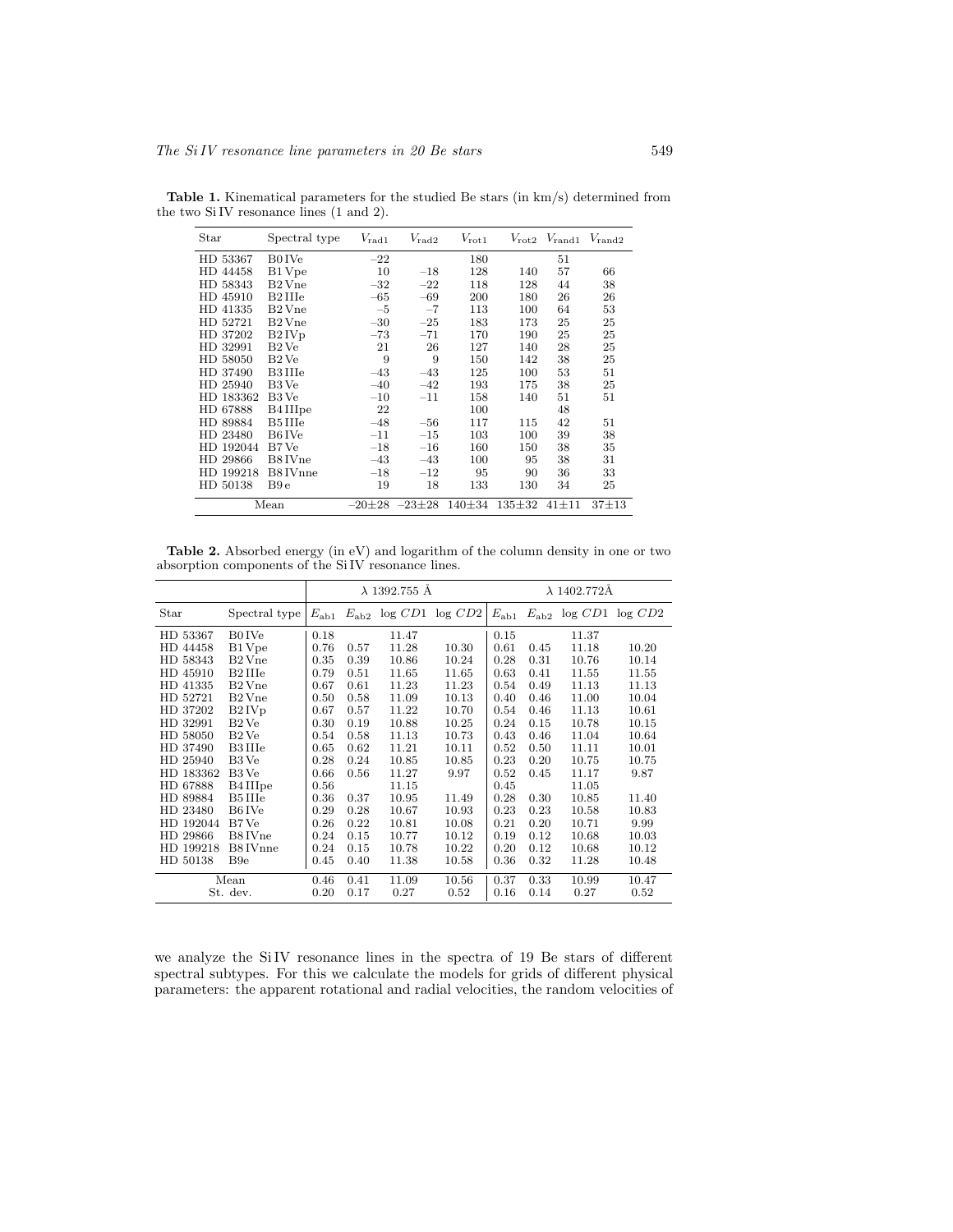**Table 1.** Kinematical parameters for the studied Be stars (in km/s) determined from the two Si IV resonance lines (1 and 2).

| Star | Spectral type | $V_{\rm rad1}$ | $V_{\rm rad2}$ | $V_{\rm rot1}$ | $V_{\rm rot2}$ | $V_{\rm rand1}$ | $V_{\rm rand2}$ |
|---|---|---|---|---|---|---|---|
| HD 53367 | B0 IVe | −22 | | 180 | | 51 | |
| HD 44458 | B1 Vpe | 10 | −18 | 128 | 140 | 57 | 66 |
| HD 58343 | B2 Vne | −32 | −22 | 118 | 128 | 44 | 38 |
| HD 45910 | B2 IIIe | −65 | −69 | 200 | 180 | 26 | 26 |
| HD 41335 | B2 Vne | −5 | −7 | 113 | 100 | 64 | 53 |
| HD 52721 | B2 Vne | −30 | −25 | 183 | 173 | 25 | 25 |
| HD 37202 | B2 IVp | −73 | −71 | 170 | 190 | 25 | 25 |
| HD 32991 | B2 Ve | 21 | 26 | 127 | 140 | 28 | 25 |
| HD 58050 | B2 Ve | 9 | 9 | 150 | 142 | 38 | 25 |
| HD 37490 | B3 IIIe | −43 | −43 | 125 | 100 | 53 | 51 |
| HD 25940 | B3 Ve | −40 | −42 | 193 | 175 | 38 | 25 |
| HD 183362 | B3 Ve | −10 | −11 | 158 | 140 | 51 | 51 |
| HD 67888 | B4 IIIpe | 22 | | 100 | | 48 | |
| HD 89884 | B5 IIIe | −48 | −56 | 117 | 115 | 42 | 51 |
| HD 23480 | B6 IVe | −11 | −15 | 103 | 100 | 39 | 38 |
| HD 192044 | B7 Ve | −18 | −16 | 160 | 150 | 38 | 35 |
| HD 29866 | B8 IVne | −43 | −43 | 100 | 95 | 38 | 31 |
| HD 199218 | B8 IVnne | −18 | −12 | 95 | 90 | 36 | 33 |
| HD 50138 | B9 e | 19 | 18 | 133 | 130 | 34 | 25 |
| Mean | | −20±28 | −23±28 | 140±34 | 135±32 | 41±11 | 37±13 |

**Table 2.** Absorbed energy (in eV) and logarithm of the column density in one or two absorption components of the Si IV resonance lines.

| | | λ 1392.755 Å | | | | λ 1402.772Å | | | |
|---|---|---|---|---|---|---|---|---|---|
| Star | Spectral type | $E_{\rm ab1}$ | $E_{\rm ab2}$ | log $CD1$ | log $CD2$ | $E_{\rm ab1}$ | $E_{\rm ab2}$ | log $CD1$ | log $CD2$ |
| HD 53367 | B0 IVe | 0.18 | | 11.47 | | 0.15 | | 11.37 | |
| HD 44458 | B1 Vpe | 0.76 | 0.57 | 11.28 | 10.30 | 0.61 | 0.45 | 11.18 | 10.20 |
| HD 58343 | B2 Vne | 0.35 | 0.39 | 10.86 | 10.24 | 0.28 | 0.31 | 10.76 | 10.14 |
| HD 45910 | B2 IIIe | 0.79 | 0.51 | 11.65 | 11.65 | 0.63 | 0.41 | 11.55 | 11.55 |
| HD 41335 | B2 Vne | 0.67 | 0.61 | 11.23 | 11.23 | 0.54 | 0.49 | 11.13 | 11.13 |
| HD 52721 | B2 Vne | 0.50 | 0.58 | 11.09 | 10.13 | 0.40 | 0.46 | 11.00 | 10.04 |
| HD 37202 | B2 IVp | 0.67 | 0.57 | 11.22 | 10.70 | 0.54 | 0.46 | 11.13 | 10.61 |
| HD 32991 | B2 Ve | 0.30 | 0.19 | 10.88 | 10.25 | 0.24 | 0.15 | 10.78 | 10.15 |
| HD 58050 | B2 Ve | 0.54 | 0.58 | 11.13 | 10.73 | 0.43 | 0.46 | 11.04 | 10.64 |
| HD 37490 | B3 IIIe | 0.65 | 0.62 | 11.21 | 10.11 | 0.52 | 0.50 | 11.11 | 10.01 |
| HD 25940 | B3 Ve | 0.28 | 0.24 | 10.85 | 10.85 | 0.23 | 0.20 | 10.75 | 10.75 |
| HD 183362 | B3 Ve | 0.66 | 0.56 | 11.27 | 9.97 | 0.52 | 0.45 | 11.17 | 9.87 |
| HD 67888 | B4 IIIpe | 0.56 | | 11.15 | | 0.45 | | 11.05 | |
| HD 89884 | B5 IIIe | 0.36 | 0.37 | 10.95 | 11.49 | 0.28 | 0.30 | 10.85 | 11.40 |
| HD 23480 | B6 IVe | 0.29 | 0.28 | 10.67 | 10.93 | 0.23 | 0.23 | 10.58 | 10.83 |
| HD 192044 | B7 Ve | 0.26 | 0.22 | 10.81 | 10.08 | 0.21 | 0.20 | 10.71 | 9.99 |
| HD 29866 | B8 IVne | 0.24 | 0.15 | 10.77 | 10.12 | 0.19 | 0.12 | 10.68 | 10.03 |
| HD 199218 | B8 IVnne | 0.24 | 0.15 | 10.78 | 10.22 | 0.20 | 0.12 | 10.68 | 10.12 |
| HD 50138 | B9e | 0.45 | 0.40 | 11.38 | 10.58 | 0.36 | 0.32 | 11.28 | 10.48 |
| Mean | | 0.46 | 0.41 | 11.09 | 10.56 | 0.37 | 0.33 | 10.99 | 10.47 |
| St. dev. | | 0.20 | 0.17 | 0.27 | 0.52 | 0.16 | 0.14 | 0.27 | 0.52 |

we analyze the Si IV resonance lines in the spectra of 19 Be stars of different spectral subtypes. For this we calculate the models for grids of different physical parameters: the apparent rotational and radial velocities, the random velocities of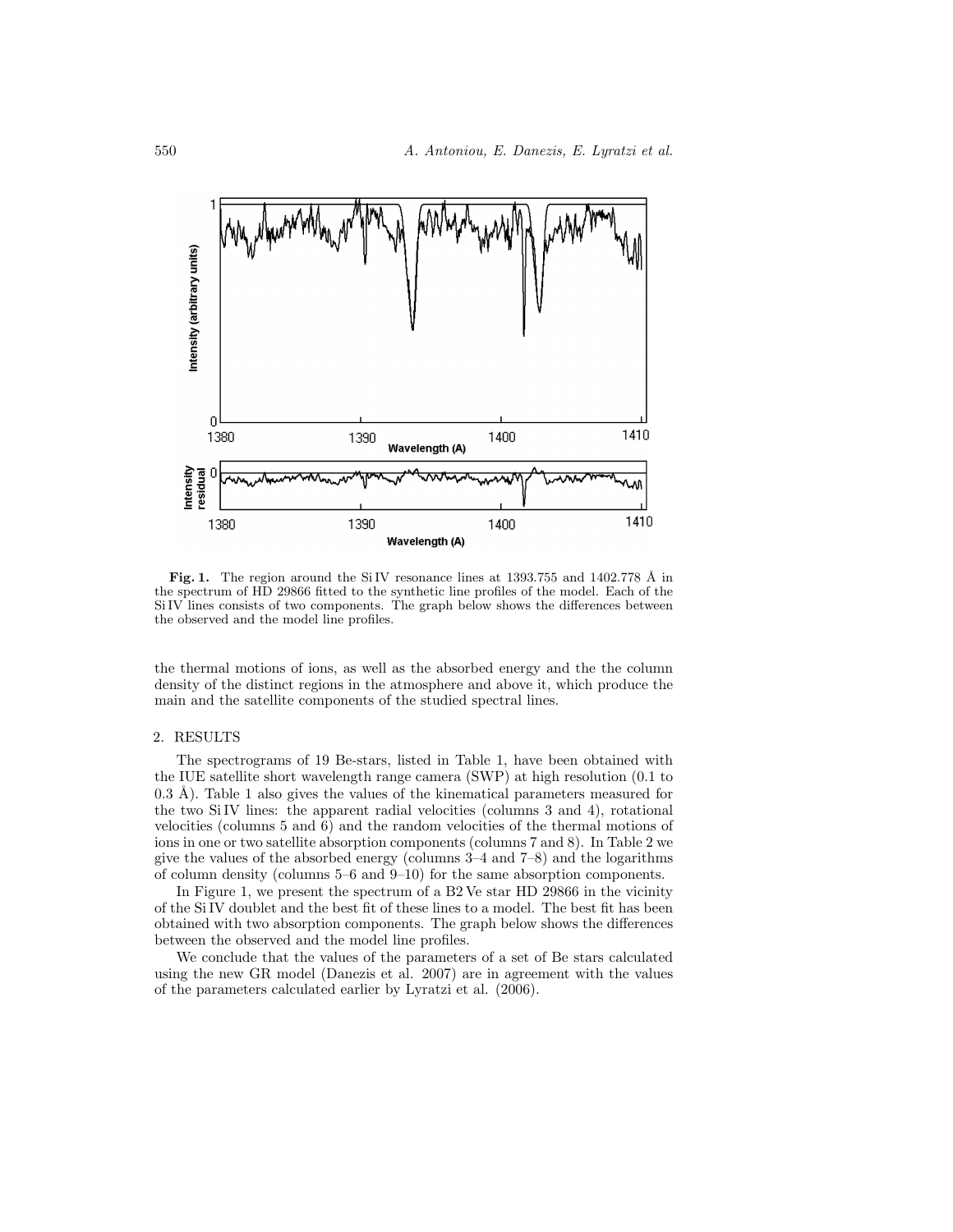**Fig. 1.** The region around the Si IV resonance lines at 1393.755 and 1402.778 Å in the spectrum of HD 29866 fitted to the synthetic line profiles of the model. Each of the Si IV lines consists of two components. The graph below shows the differences between the observed and the model line profiles.

the thermal motions of ions, as well as the absorbed energy and the the column density of the distinct regions in the atmosphere and above it, which produce the main and the satellite components of the studied spectral lines.

## 2. RESULTS

The spectrograms of 19 Be-stars, listed in Table 1, have been obtained with the IUE satellite short wavelength range camera (SWP) at high resolution (0.1 to 0.3 Å). Table 1 also gives the values of the kinematical parameters measured for the two Si IV lines: the apparent radial velocities (columns 3 and 4), rotational velocities (columns 5 and 6) and the random velocities of the thermal motions of ions in one or two satellite absorption components (columns 7 and 8). In Table 2 we give the values of the absorbed energy (columns 3–4 and 7–8) and the logarithms of column density (columns 5–6 and 9–10) for the same absorption components.

In Figure 1, we present the spectrum of a B2 Ve star HD 29866 in the vicinity of the Si IV doublet and the best fit of these lines to a model. The best fit has been obtained with two absorption components. The graph below shows the differences between the observed and the model line profiles.

We conclude that the values of the parameters of a set of Be stars calculated using the new GR model (Danezis et al. 2007) are in agreement with the values of the parameters calculated earlier by Lyratzi et al. (2006).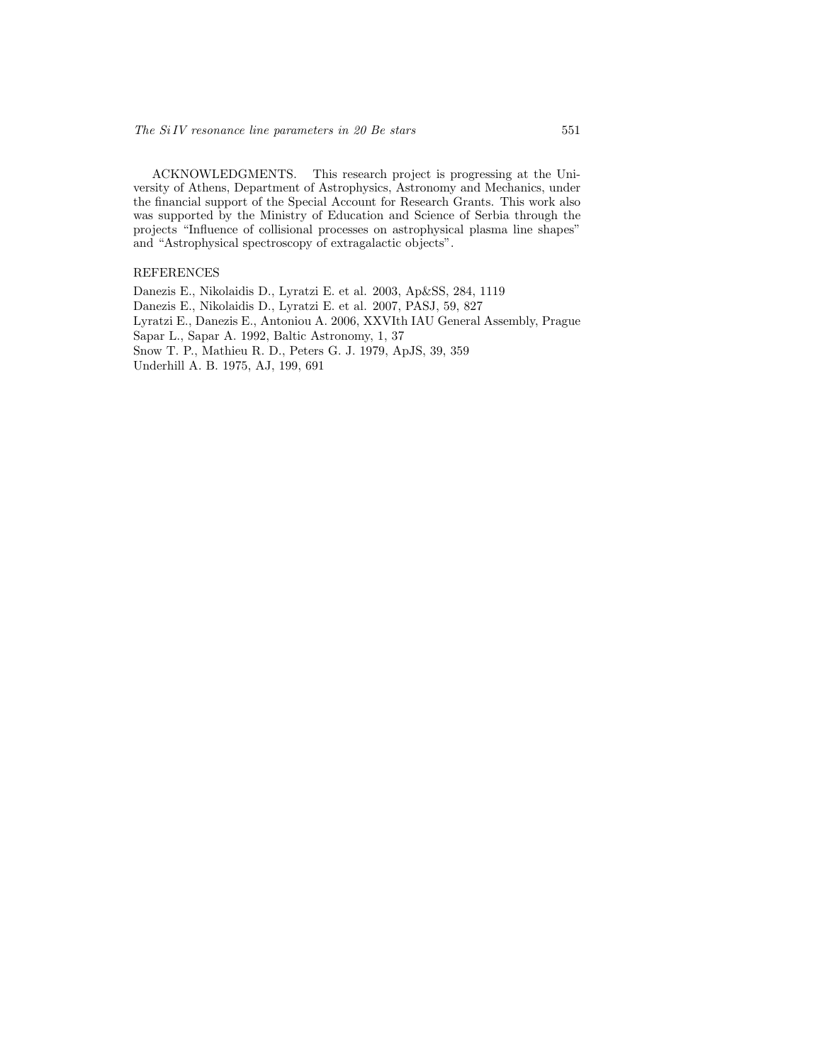ACKNOWLEDGMENTS. This research project is progressing at the University of Athens, Department of Astrophysics, Astronomy and Mechanics, under the financial support of the Special Account for Research Grants. This work also was supported by the Ministry of Education and Science of Serbia through the projects "Influence of collisional processes on astrophysical plasma line shapes" and "Astrophysical spectroscopy of extragalactic objects".

## REFERENCES

Danezis E., Nikolaidis D., Lyratzi E. et al. 2003, Ap&SS, 284, 1119

Danezis E., Nikolaidis D., Lyratzi E. et al. 2007, PASJ, 59, 827

Lyratzi E., Danezis E., Antoniou A. 2006, XXVIth IAU General Assembly, Prague

Sapar L., Sapar A. 1992, Baltic Astronomy, 1, 37

Snow T. P., Mathieu R. D., Peters G. J. 1979, ApJS, 39, 359

Underhill A. B. 1975, AJ, 199, 691